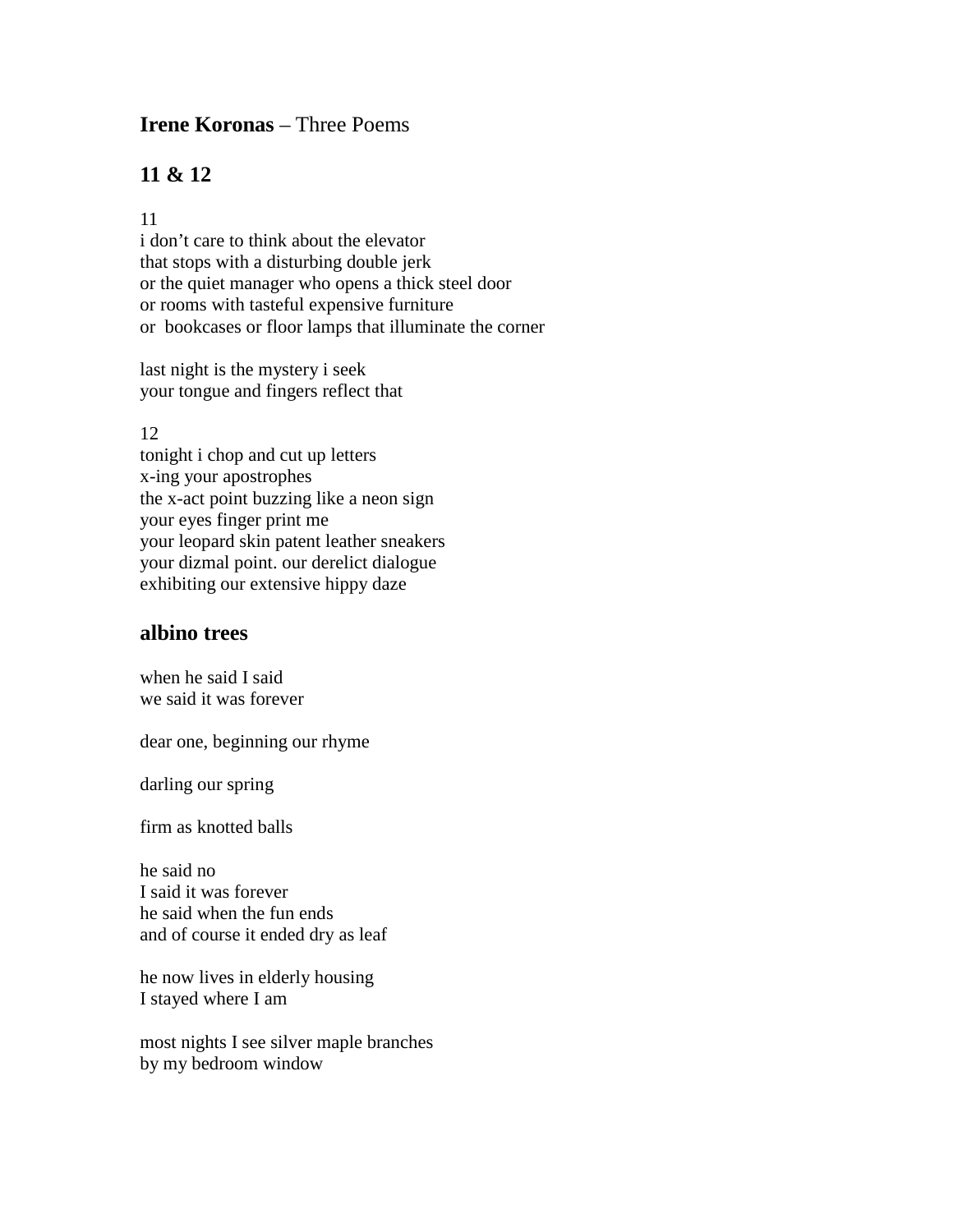**Irene Koronas** – Three Poems

## 11 & 12

11
i don't care to think about the elevator
that stops with a disturbing double jerk
or the quiet manager who opens a thick steel door
or rooms with tasteful expensive furniture
or  bookcases or floor lamps that illuminate the corner

last night is the mystery i seek
your tongue and fingers reflect that

12
tonight i chop and cut up letters
x-ing your apostrophes
the x-act point buzzing like a neon sign
your eyes finger print me
your leopard skin patent leather sneakers
your dizmal point. our derelict dialogue
exhibiting our extensive hippy daze

## albino trees

when he said I said
we said it was forever

dear one, beginning our rhyme

darling our spring

firm as knotted balls

he said no
I said it was forever
he said when the fun ends
and of course it ended dry as leaf

he now lives in elderly housing
I stayed where I am

most nights I see silver maple branches
by my bedroom window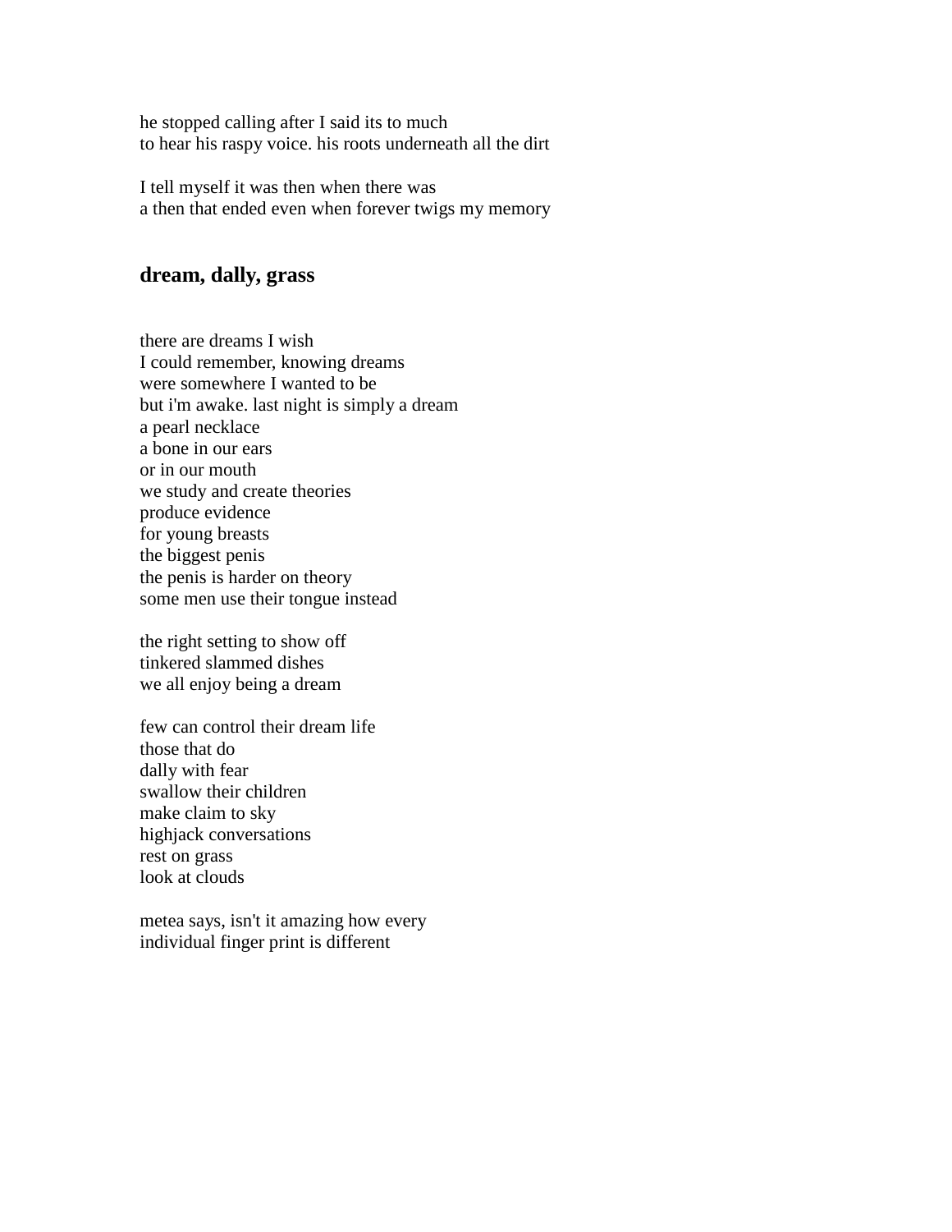he stopped calling after I said its to much  
to hear his raspy voice. his roots underneath all the dirt

I tell myself it was then when there was  
a then that ended even when forever twigs my memory

## dream, dally, grass

there are dreams I wish  
I could remember, knowing dreams  
were somewhere I wanted to be  
but i'm awake. last night is simply a dream  
a pearl necklace  
a bone in our ears  
or in our mouth  
we study and create theories  
produce evidence  
for young breasts  
the biggest penis  
the penis is harder on theory  
some men use their tongue instead

the right setting to show off  
tinkered slammed dishes  
we all enjoy being a dream

few can control their dream life  
those that do  
dally with fear  
swallow their children  
make claim to sky  
highjack conversations  
rest on grass  
look at clouds

metea says, isn't it amazing how every  
individual finger print is different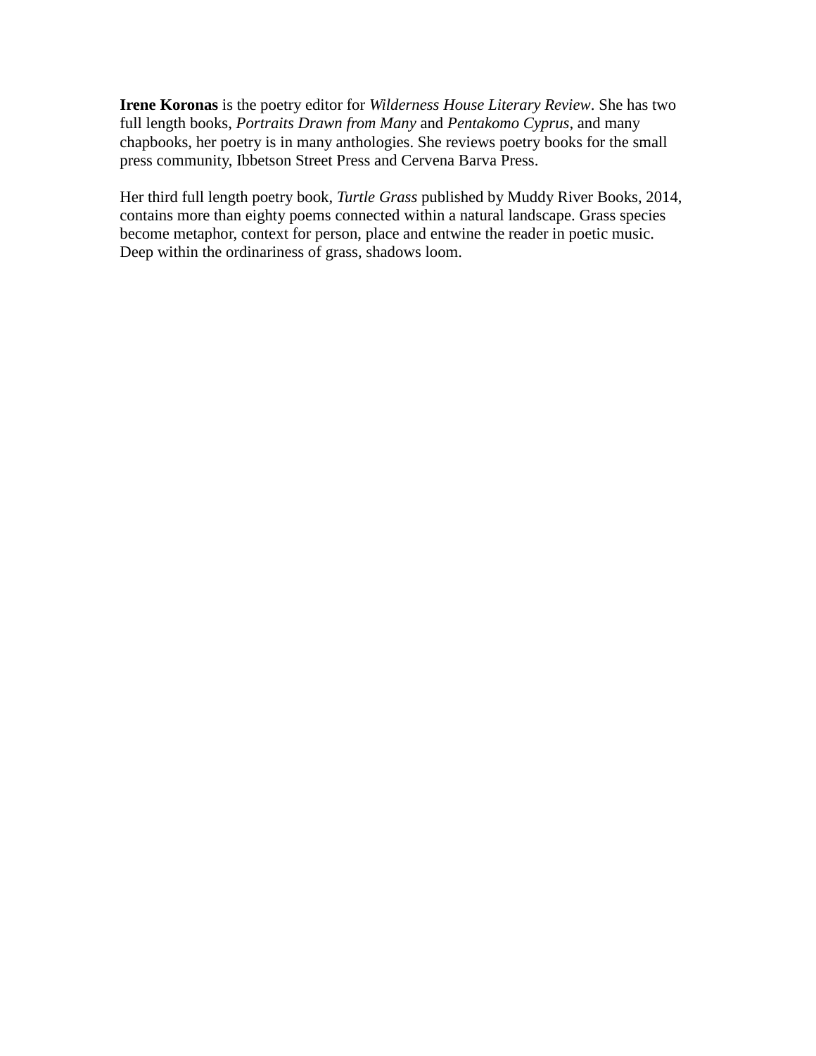**Irene Koronas** is the poetry editor for *Wilderness House Literary Review*. She has two full length books, *Portraits Drawn from Many* and *Pentakomo Cyprus*, and many chapbooks, her poetry is in many anthologies. She reviews poetry books for the small press community, Ibbetson Street Press and Cervena Barva Press.

Her third full length poetry book, *Turtle Grass* published by Muddy River Books, 2014, contains more than eighty poems connected within a natural landscape. Grass species become metaphor, context for person, place and entwine the reader in poetic music. Deep within the ordinariness of grass, shadows loom.